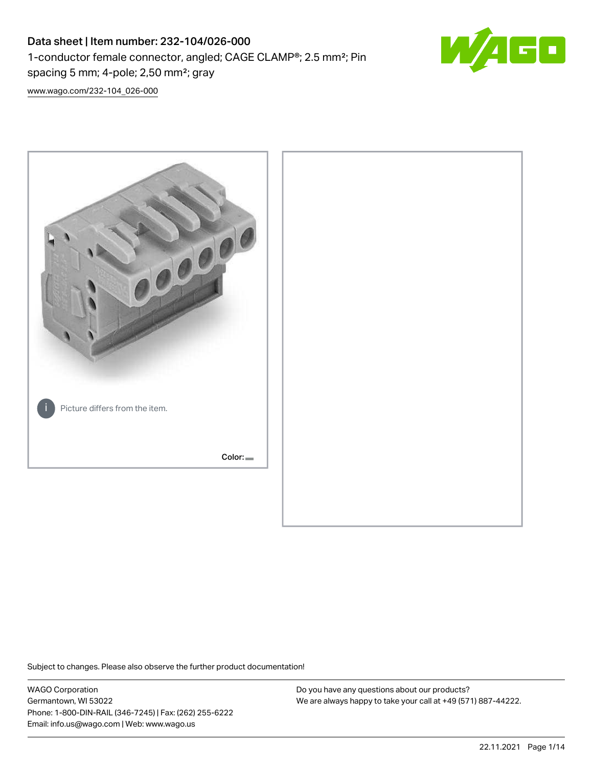# Data sheet | Item number: 232-104/026-000

1-conductor female connector, angled; CAGE CLAMP®; 2.5 mm²; Pin spacing 5 mm; 4-pole; 2,50 mm²; gray

www.wago.com/232-104_026-000

Picture differs from the item.

Color:

Subject to changes. Please also observe the further product documentation!

WAGO Corporation
Germantown, WI 53022
Phone: 1-800-DIN-RAIL (346-7245) | Fax: (262) 255-6222
Email: info.us@wago.com | Web: www.wago.us

Do you have any questions about our products?
We are always happy to take your call at +49 (571) 887-44222.

22.11.2021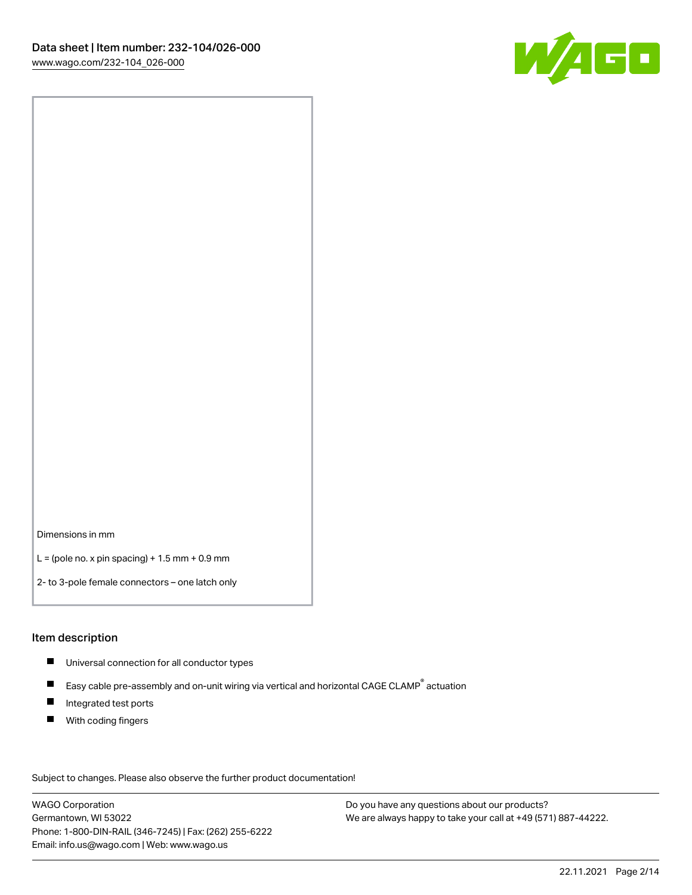Dimensions in mm

L = (pole no. x pin spacing) + 1.5 mm + 0.9 mm

2- to 3-pole female connectors – one latch only

## Item description

- Universal connection for all conductor types
- Easy cable pre-assembly and on-unit wiring via vertical and horizontal CAGE CLAMP® actuation
- Integrated test ports
- With coding fingers

Subject to changes. Please also observe the further product documentation!

WAGO Corporation
Germantown, WI 53022
Phone: 1-800-DIN-RAIL (346-7245) | Fax: (262) 255-6222
Email: info.us@wago.com | Web: www.wago.us

Do you have any questions about our products?
We are always happy to take your call at +49 (571) 887-44222.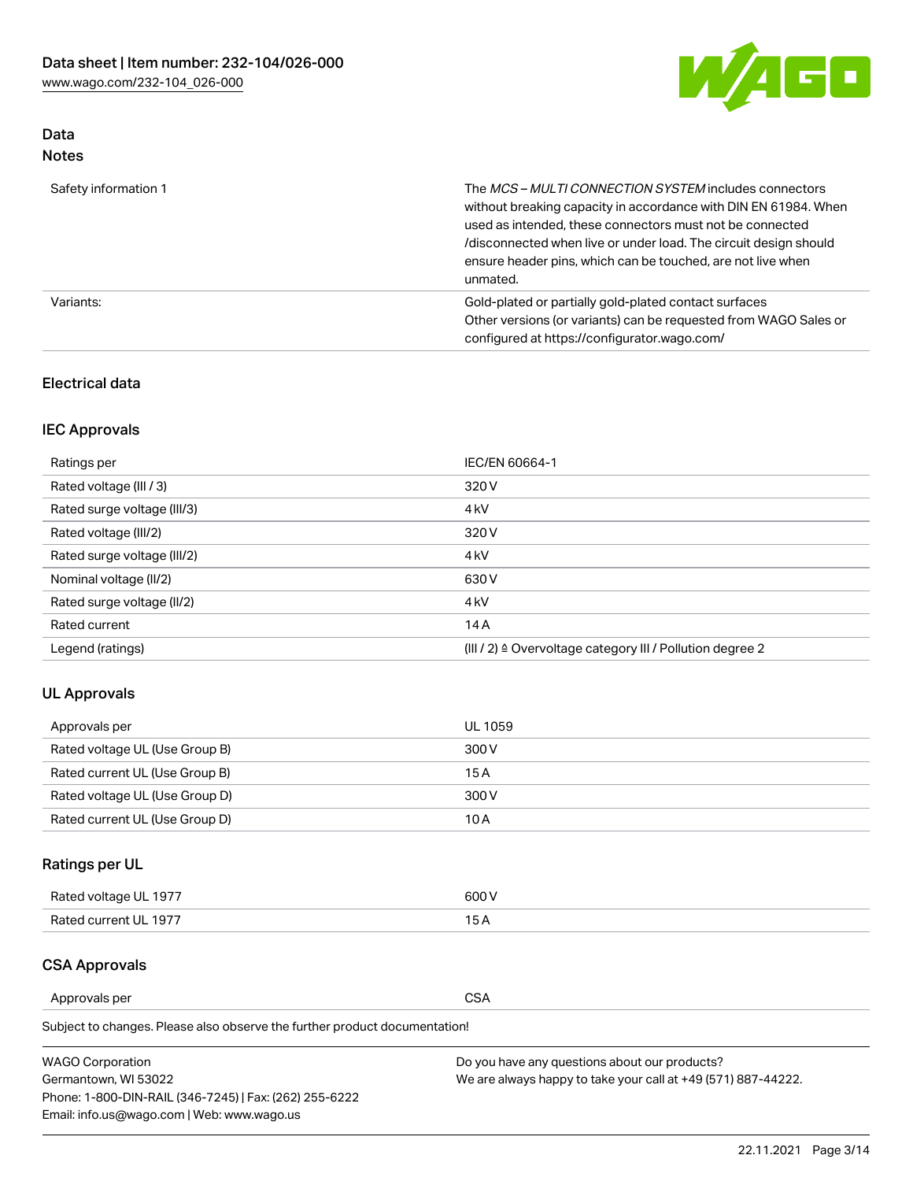## Data
### Notes

| | |
|---|---|
| Safety information 1 | The *MCS – MULTI CONNECTION SYSTEM* includes connectors without breaking capacity in accordance with DIN EN 61984. When used as intended, these connectors must not be connected /disconnected when live or under load. The circuit design should ensure header pins, which can be touched, are not live when unmated. |
| Variants: | Gold-plated or partially gold-plated contact surfaces<br>Other versions (or variants) can be requested from WAGO Sales or configured at https://configurator.wago.com/ |

### Electrical data

### IEC Approvals

| | |
|---|---|
| Ratings per | IEC/EN 60664-1 |
| Rated voltage (III / 3) | 320 V |
| Rated surge voltage (III/3) | 4 kV |
| Rated voltage (III/2) | 320 V |
| Rated surge voltage (III/2) | 4 kV |
| Nominal voltage (II/2) | 630 V |
| Rated surge voltage (II/2) | 4 kV |
| Rated current | 14 A |
| Legend (ratings) | (III / 2) ≙ Overvoltage category III / Pollution degree 2 |

### UL Approvals

| | |
|---|---|
| Approvals per | UL 1059 |
| Rated voltage UL (Use Group B) | 300 V |
| Rated current UL (Use Group B) | 15 A |
| Rated voltage UL (Use Group D) | 300 V |
| Rated current UL (Use Group D) | 10 A |

### Ratings per UL

| | |
|---|---|
| Rated voltage UL 1977 | 600 V |
| Rated current UL 1977 | 15 A |

### CSA Approvals

| | |
|---|---|
| Approvals per | CSA |

Subject to changes. Please also observe the further product documentation!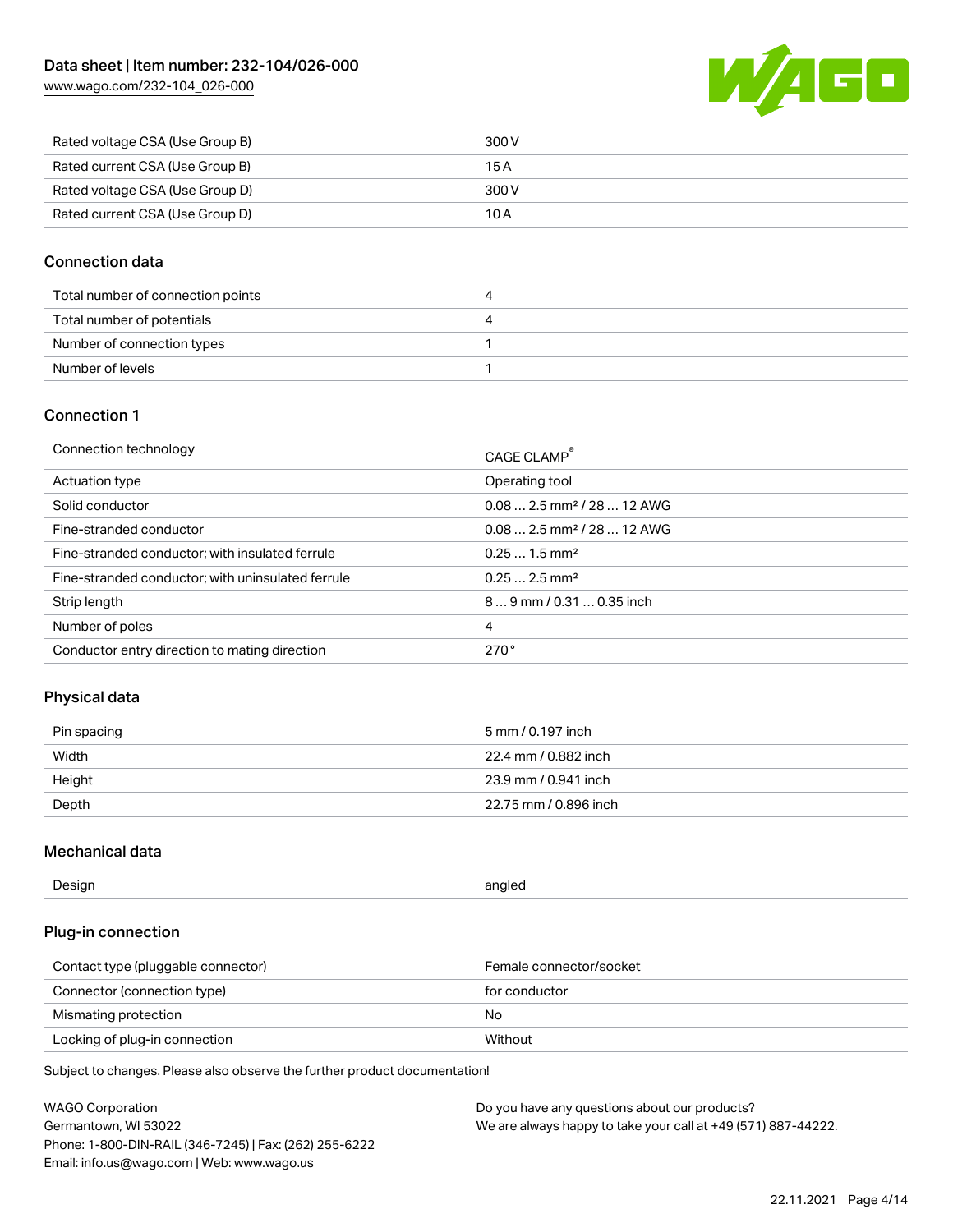| | |
|---|---|
| Rated voltage CSA (Use Group B) | 300 V |
| Rated current CSA (Use Group B) | 15 A |
| Rated voltage CSA (Use Group D) | 300 V |
| Rated current CSA (Use Group D) | 10 A |

## Connection data

| | |
|---|---|
| Total number of connection points | 4 |
| Total number of potentials | 4 |
| Number of connection types | 1 |
| Number of levels | 1 |

## Connection 1

| | |
|---|---|
| Connection technology | CAGE CLAMP® |
| Actuation type | Operating tool |
| Solid conductor | 0.08 … 2.5 mm² / 28 … 12 AWG |
| Fine-stranded conductor | 0.08 … 2.5 mm² / 28 … 12 AWG |
| Fine-stranded conductor; with insulated ferrule | 0.25 … 1.5 mm² |
| Fine-stranded conductor; with uninsulated ferrule | 0.25 … 2.5 mm² |
| Strip length | 8 … 9 mm / 0.31 … 0.35 inch |
| Number of poles | 4 |
| Conductor entry direction to mating direction | 270 ° |

## Physical data

| | |
|---|---|
| Pin spacing | 5 mm / 0.197 inch |
| Width | 22.4 mm / 0.882 inch |
| Height | 23.9 mm / 0.941 inch |
| Depth | 22.75 mm / 0.896 inch |

## Mechanical data

| | |
|---|---|
| Design | angled |

## Plug-in connection

| | |
|---|---|
| Contact type (pluggable connector) | Female connector/socket |
| Connector (connection type) | for conductor |
| Mismating protection | No |
| Locking of plug-in connection | Without |

Subject to changes. Please also observe the further product documentation!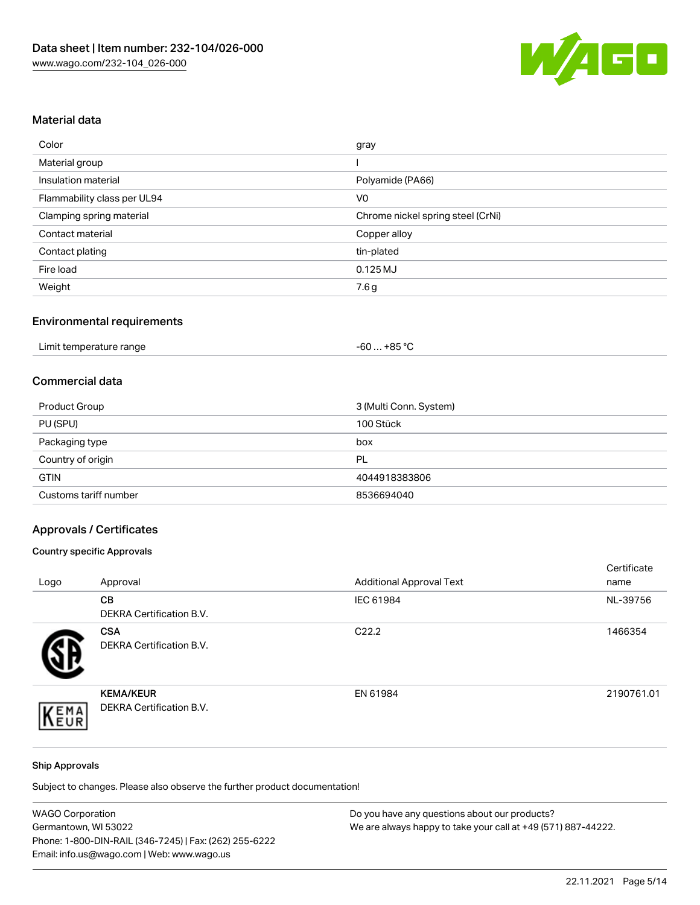## Material data

| | |
|---|---|
| Color | gray |
| Material group | I |
| Insulation material | Polyamide (PA66) |
| Flammability class per UL94 | V0 |
| Clamping spring material | Chrome nickel spring steel (CrNi) |
| Contact material | Copper alloy |
| Contact plating | tin-plated |
| Fire load | 0.125 MJ |
| Weight | 7.6 g |

## Environmental requirements

| | |
|---|---|
| Limit temperature range | -60 … +85 °C |

## Commercial data

| | |
|---|---|
| Product Group | 3 (Multi Conn. System) |
| PU (SPU) | 100 Stück |
| Packaging type | box |
| Country of origin | PL |
| GTIN | 4044918383806 |
| Customs tariff number | 8536694040 |

## Approvals / Certificates

### Country specific Approvals

| Logo | Approval | Additional Approval Text | Certificate name |
|---|---|---|---|
| | **CB** DEKRA Certification B.V. | IEC 61984 | NL-39756 |
| | **CSA** DEKRA Certification B.V. | C22.2 | 1466354 |
| | **KEMA/KEUR** DEKRA Certification B.V. | EN 61984 | 2190761.01 |

### Ship Approvals

Subject to changes. Please also observe the further product documentation!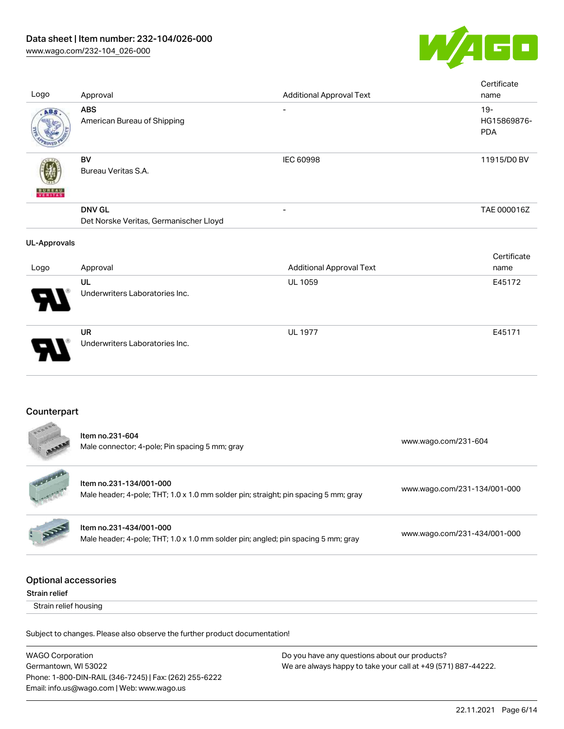| Logo | Approval | Additional Approval Text | Certificate name |
|---|---|---|---|
| | **ABS** American Bureau of Shipping | - | 19-HG15869876-PDA |
| | **BV** Bureau Veritas S.A. | IEC 60998 | 11915/D0 BV |
| | **DNV GL** Det Norske Veritas, Germanischer Lloyd | - | TAE 000016Z |

**UL-Approvals**

| Logo | Approval | Additional Approval Text | Certificate name |
|---|---|---|---|
| | **UL** Underwriters Laboratories Inc. | UL 1059 | E45172 |
| | **UR** Underwriters Laboratories Inc. | UL 1977 | E45171 |

## Counterpart

| | Item | Link |
|---|---|---|
| | Item no.231-604<br>Male connector; 4-pole; Pin spacing 5 mm; gray | www.wago.com/231-604 |
| | Item no.231-134/001-000<br>Male header; 4-pole; THT; 1.0 x 1.0 mm solder pin; straight; pin spacing 5 mm; gray | www.wago.com/231-134/001-000 |
| | Item no.231-434/001-000<br>Male header; 4-pole; THT; 1.0 x 1.0 mm solder pin; angled; pin spacing 5 mm; gray | www.wago.com/231-434/001-000 |

## Optional accessories

**Strain relief**

Strain relief housing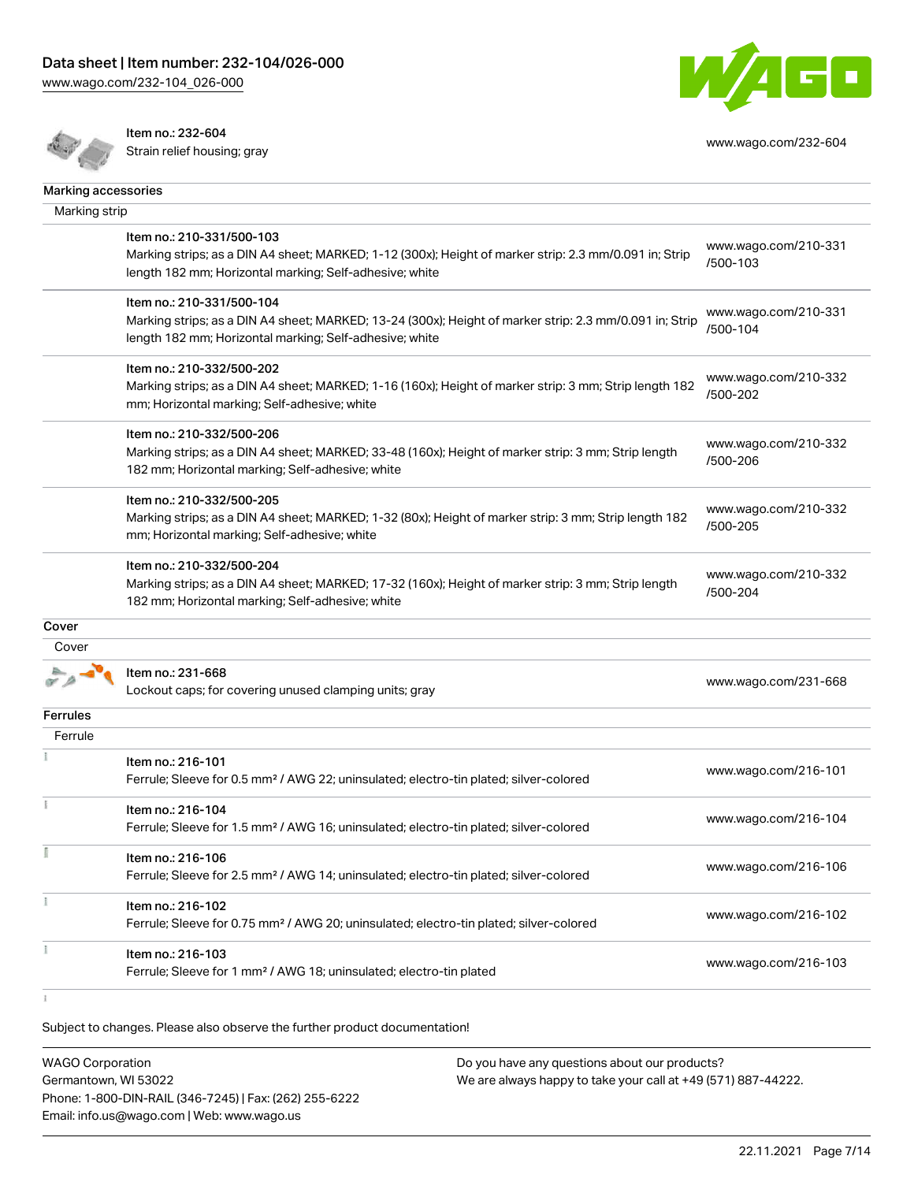| | | |
|---|---|---|
| | Item no.: 232-604<br>Strain relief housing; gray | www.wago.com/232-604 |

**Marking accessories**

Marking strip

| | | |
|---|---|---|
| | Item no.: 210-331/500-103<br>Marking strips; as a DIN A4 sheet; MARKED; 1-12 (300x); Height of marker strip: 2.3 mm/0.091 in; Strip length 182 mm; Horizontal marking; Self-adhesive; white | www.wago.com/210-331/500-103 |
| | Item no.: 210-331/500-104<br>Marking strips; as a DIN A4 sheet; MARKED; 13-24 (300x); Height of marker strip: 2.3 mm/0.091 in; Strip length 182 mm; Horizontal marking; Self-adhesive; white | www.wago.com/210-331/500-104 |
| | Item no.: 210-332/500-202<br>Marking strips; as a DIN A4 sheet; MARKED; 1-16 (160x); Height of marker strip: 3 mm; Strip length 182 mm; Horizontal marking; Self-adhesive; white | www.wago.com/210-332/500-202 |
| | Item no.: 210-332/500-206<br>Marking strips; as a DIN A4 sheet; MARKED; 33-48 (160x); Height of marker strip: 3 mm; Strip length 182 mm; Horizontal marking; Self-adhesive; white | www.wago.com/210-332/500-206 |
| | Item no.: 210-332/500-205<br>Marking strips; as a DIN A4 sheet; MARKED; 1-32 (80x); Height of marker strip: 3 mm; Strip length 182 mm; Horizontal marking; Self-adhesive; white | www.wago.com/210-332/500-205 |
| | Item no.: 210-332/500-204<br>Marking strips; as a DIN A4 sheet; MARKED; 17-32 (160x); Height of marker strip: 3 mm; Strip length 182 mm; Horizontal marking; Self-adhesive; white | www.wago.com/210-332/500-204 |

**Cover**

Cover

| | | |
|---|---|---|
| | Item no.: 231-668<br>Lockout caps; for covering unused clamping units; gray | www.wago.com/231-668 |

**Ferrules**

Ferrule

| | | |
|---|---|---|
| | Item no.: 216-101<br>Ferrule; Sleeve for 0.5 mm² / AWG 22; uninsulated; electro-tin plated; silver-colored | www.wago.com/216-101 |
| | Item no.: 216-104<br>Ferrule; Sleeve for 1.5 mm² / AWG 16; uninsulated; electro-tin plated; silver-colored | www.wago.com/216-104 |
| | Item no.: 216-106<br>Ferrule; Sleeve for 2.5 mm² / AWG 14; uninsulated; electro-tin plated; silver-colored | www.wago.com/216-106 |
| | Item no.: 216-102<br>Ferrule; Sleeve for 0.75 mm² / AWG 20; uninsulated; electro-tin plated; silver-colored | www.wago.com/216-102 |
| | Item no.: 216-103<br>Ferrule; Sleeve for 1 mm² / AWG 18; uninsulated; electro-tin plated | www.wago.com/216-103 |

Subject to changes. Please also observe the further product documentation!

WAGO Corporation
Germantown, WI 53022
Phone: 1-800-DIN-RAIL (346-7245) | Fax: (262) 255-6222
Email: info.us@wago.com | Web: www.wago.us

Do you have any questions about our products?
We are always happy to take your call at +49 (571) 887-44222.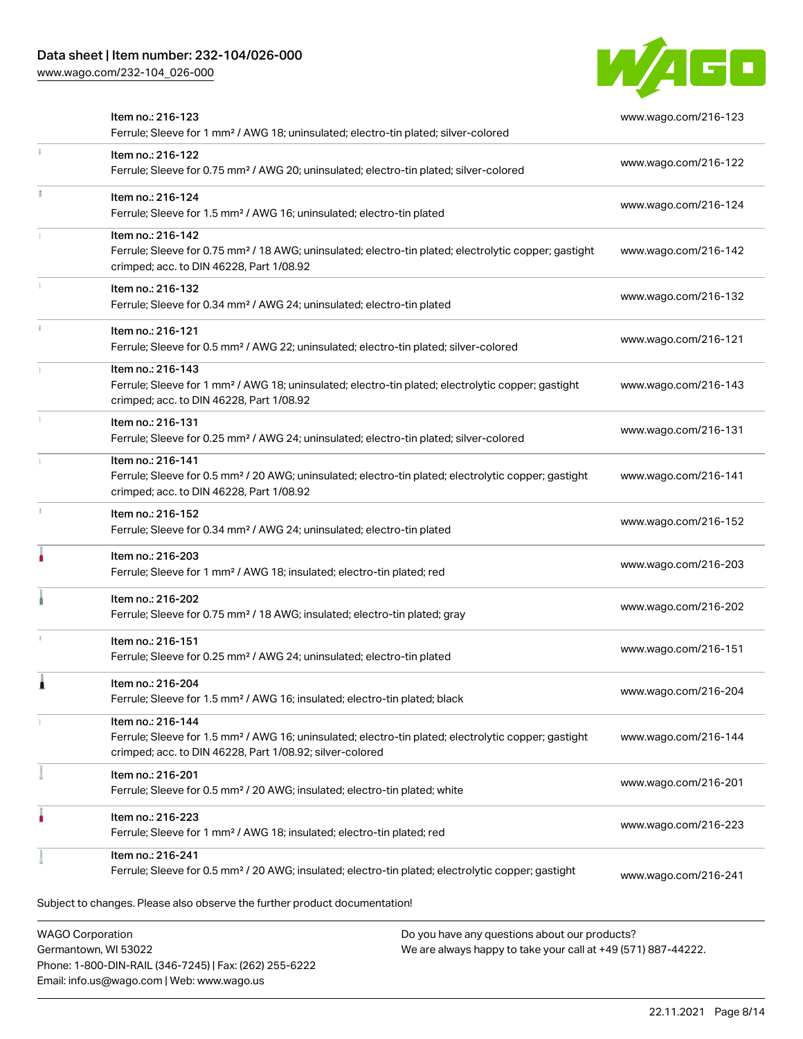| | | |
|---|---|---|
| | Item no.: 216-123<br>Ferrule; Sleeve for 1 mm² / AWG 18; uninsulated; electro-tin plated; silver-colored | www.wago.com/216-123 |
| | Item no.: 216-122<br>Ferrule; Sleeve for 0.75 mm² / AWG 20; uninsulated; electro-tin plated; silver-colored | www.wago.com/216-122 |
| | Item no.: 216-124<br>Ferrule; Sleeve for 1.5 mm² / AWG 16; uninsulated; electro-tin plated | www.wago.com/216-124 |
| | Item no.: 216-142<br>Ferrule; Sleeve for 0.75 mm² / 18 AWG; uninsulated; electro-tin plated; electrolytic copper; gastight crimped; acc. to DIN 46228, Part 1/08.92 | www.wago.com/216-142 |
| | Item no.: 216-132<br>Ferrule; Sleeve for 0.34 mm² / AWG 24; uninsulated; electro-tin plated | www.wago.com/216-132 |
| | Item no.: 216-121<br>Ferrule; Sleeve for 0.5 mm² / AWG 22; uninsulated; electro-tin plated; silver-colored | www.wago.com/216-121 |
| | Item no.: 216-143<br>Ferrule; Sleeve for 1 mm² / AWG 18; uninsulated; electro-tin plated; electrolytic copper; gastight crimped; acc. to DIN 46228, Part 1/08.92 | www.wago.com/216-143 |
| | Item no.: 216-131<br>Ferrule; Sleeve for 0.25 mm² / AWG 24; uninsulated; electro-tin plated; silver-colored | www.wago.com/216-131 |
| | Item no.: 216-141<br>Ferrule; Sleeve for 0.5 mm² / 20 AWG; uninsulated; electro-tin plated; electrolytic copper; gastight crimped; acc. to DIN 46228, Part 1/08.92 | www.wago.com/216-141 |
| | Item no.: 216-152<br>Ferrule; Sleeve for 0.34 mm² / AWG 24; uninsulated; electro-tin plated | www.wago.com/216-152 |
| | Item no.: 216-203<br>Ferrule; Sleeve for 1 mm² / AWG 18; insulated; electro-tin plated; red | www.wago.com/216-203 |
| | Item no.: 216-202<br>Ferrule; Sleeve for 0.75 mm² / 18 AWG; insulated; electro-tin plated; gray | www.wago.com/216-202 |
| | Item no.: 216-151<br>Ferrule; Sleeve for 0.25 mm² / AWG 24; uninsulated; electro-tin plated | www.wago.com/216-151 |
| | Item no.: 216-204<br>Ferrule; Sleeve for 1.5 mm² / AWG 16; insulated; electro-tin plated; black | www.wago.com/216-204 |
| | Item no.: 216-144<br>Ferrule; Sleeve for 1.5 mm² / AWG 16; uninsulated; electro-tin plated; electrolytic copper; gastight crimped; acc. to DIN 46228, Part 1/08.92; silver-colored | www.wago.com/216-144 |
| | Item no.: 216-201<br>Ferrule; Sleeve for 0.5 mm² / 20 AWG; insulated; electro-tin plated; white | www.wago.com/216-201 |
| | Item no.: 216-223<br>Ferrule; Sleeve for 1 mm² / AWG 18; insulated; electro-tin plated; red | www.wago.com/216-223 |
| | Item no.: 216-241<br>Ferrule; Sleeve for 0.5 mm² / 20 AWG; insulated; electro-tin plated; electrolytic copper; gastight | www.wago.com/216-241 |

Subject to changes. Please also observe the further product documentation!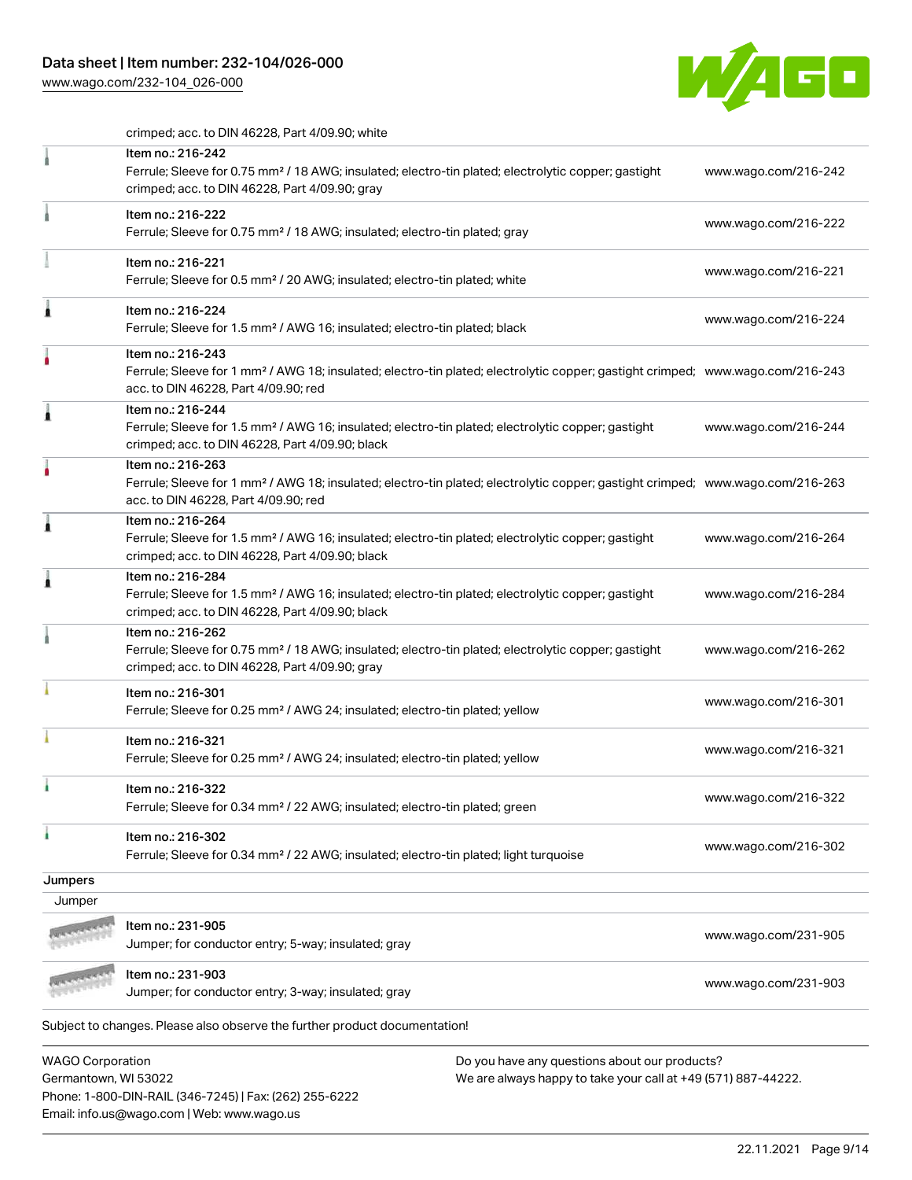crimped; acc. to DIN 46228, Part 4/09.90; white

| Item | Description | Link |
| --- | --- | --- |
| Item no.: 216-242 | Ferrule; Sleeve for 0.75 mm² / 18 AWG; insulated; electro-tin plated; electrolytic copper; gastight crimped; acc. to DIN 46228, Part 4/09.90; gray | www.wago.com/216-242 |
| Item no.: 216-222 | Ferrule; Sleeve for 0.75 mm² / 18 AWG; insulated; electro-tin plated; gray | www.wago.com/216-222 |
| Item no.: 216-221 | Ferrule; Sleeve for 0.5 mm² / 20 AWG; insulated; electro-tin plated; white | www.wago.com/216-221 |
| Item no.: 216-224 | Ferrule; Sleeve for 1.5 mm² / AWG 16; insulated; electro-tin plated; black | www.wago.com/216-224 |
| Item no.: 216-243 | Ferrule; Sleeve for 1 mm² / AWG 18; insulated; electro-tin plated; electrolytic copper; gastight crimped; acc. to DIN 46228, Part 4/09.90; red | www.wago.com/216-243 |
| Item no.: 216-244 | Ferrule; Sleeve for 1.5 mm² / AWG 16; insulated; electro-tin plated; electrolytic copper; gastight crimped; acc. to DIN 46228, Part 4/09.90; black | www.wago.com/216-244 |
| Item no.: 216-263 | Ferrule; Sleeve for 1 mm² / AWG 18; insulated; electro-tin plated; electrolytic copper; gastight crimped; acc. to DIN 46228, Part 4/09.90; red | www.wago.com/216-263 |
| Item no.: 216-264 | Ferrule; Sleeve for 1.5 mm² / AWG 16; insulated; electro-tin plated; electrolytic copper; gastight crimped; acc. to DIN 46228, Part 4/09.90; black | www.wago.com/216-264 |
| Item no.: 216-284 | Ferrule; Sleeve for 1.5 mm² / AWG 16; insulated; electro-tin plated; electrolytic copper; gastight crimped; acc. to DIN 46228, Part 4/09.90; black | www.wago.com/216-284 |
| Item no.: 216-262 | Ferrule; Sleeve for 0.75 mm² / 18 AWG; insulated; electro-tin plated; electrolytic copper; gastight crimped; acc. to DIN 46228, Part 4/09.90; gray | www.wago.com/216-262 |
| Item no.: 216-301 | Ferrule; Sleeve for 0.25 mm² / AWG 24; insulated; electro-tin plated; yellow | www.wago.com/216-301 |
| Item no.: 216-321 | Ferrule; Sleeve for 0.25 mm² / AWG 24; insulated; electro-tin plated; yellow | www.wago.com/216-321 |
| Item no.: 216-322 | Ferrule; Sleeve for 0.34 mm² / 22 AWG; insulated; electro-tin plated; green | www.wago.com/216-322 |
| Item no.: 216-302 | Ferrule; Sleeve for 0.34 mm² / 22 AWG; insulated; electro-tin plated; light turquoise | www.wago.com/216-302 |

## Jumpers

Jumper

| Item | Description | Link |
| --- | --- | --- |
| Item no.: 231-905 | Jumper; for conductor entry; 5-way; insulated; gray | www.wago.com/231-905 |
| Item no.: 231-903 | Jumper; for conductor entry; 3-way; insulated; gray | www.wago.com/231-903 |

Subject to changes. Please also observe the further product documentation!

WAGO Corporation
Germantown, WI 53022
Phone: 1-800-DIN-RAIL (346-7245) | Fax: (262) 255-6222
Email: info.us@wago.com | Web: www.wago.us

Do you have any questions about our products?
We are always happy to take your call at +49 (571) 887-44222.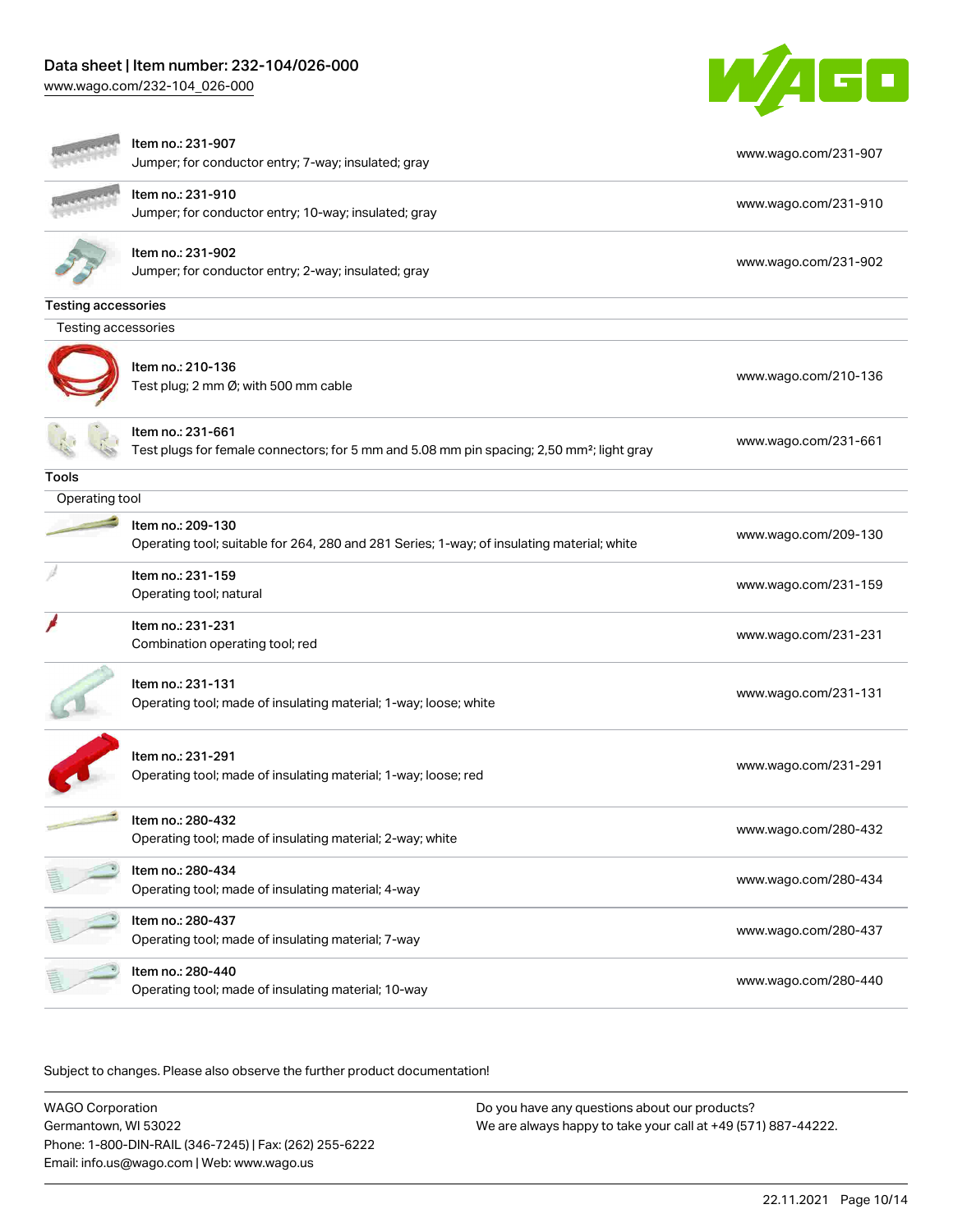| | | |
|---|---|---|
| | Item no.: 231-907<br>Jumper; for conductor entry; 7-way; insulated; gray | www.wago.com/231-907 |
| | Item no.: 231-910<br>Jumper; for conductor entry; 10-way; insulated; gray | www.wago.com/231-910 |
| | Item no.: 231-902<br>Jumper; for conductor entry; 2-way; insulated; gray | www.wago.com/231-902 |

**Testing accessories**

Testing accessories

| | | |
|---|---|---|
| | Item no.: 210-136<br>Test plug; 2 mm Ø; with 500 mm cable | www.wago.com/210-136 |
| | Item no.: 231-661<br>Test plugs for female connectors; for 5 mm and 5.08 mm pin spacing; 2,50 mm²; light gray | www.wago.com/231-661 |

**Tools**

Operating tool

| | | |
|---|---|---|
| | Item no.: 209-130<br>Operating tool; suitable for 264, 280 and 281 Series; 1-way; of insulating material; white | www.wago.com/209-130 |
| | Item no.: 231-159<br>Operating tool; natural | www.wago.com/231-159 |
| | Item no.: 231-231<br>Combination operating tool; red | www.wago.com/231-231 |
| | Item no.: 231-131<br>Operating tool; made of insulating material; 1-way; loose; white | www.wago.com/231-131 |
| | Item no.: 231-291<br>Operating tool; made of insulating material; 1-way; loose; red | www.wago.com/231-291 |
| | Item no.: 280-432<br>Operating tool; made of insulating material; 2-way; white | www.wago.com/280-432 |
| | Item no.: 280-434<br>Operating tool; made of insulating material; 4-way | www.wago.com/280-434 |
| | Item no.: 280-437<br>Operating tool; made of insulating material; 7-way | www.wago.com/280-437 |
| | Item no.: 280-440<br>Operating tool; made of insulating material; 10-way | www.wago.com/280-440 |

Subject to changes. Please also observe the further product documentation!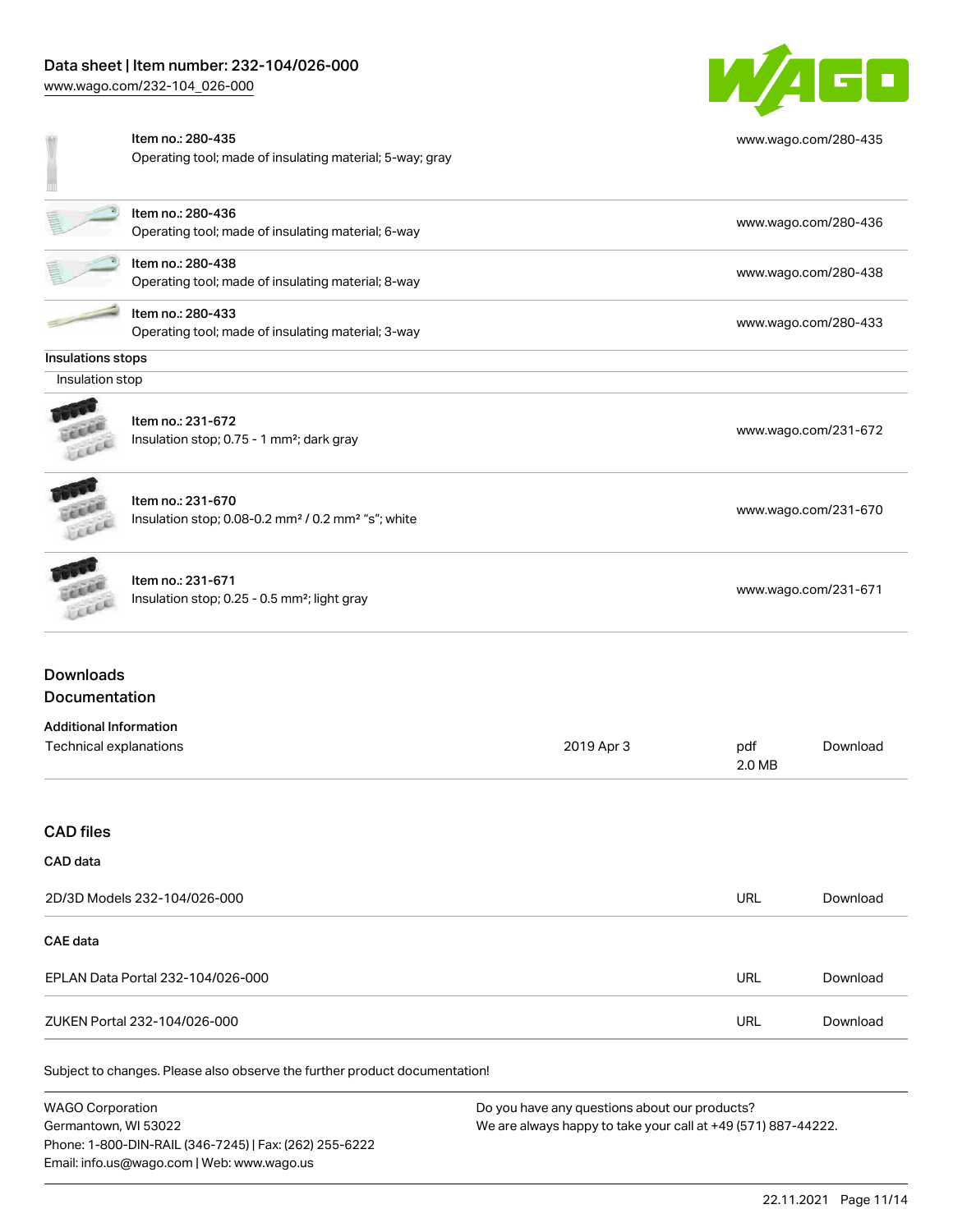| Item no.: 280-435<br>Operating tool; made of insulating material; 5-way; gray | www.wago.com/280-435 |
| --- | --- |
| Item no.: 280-436<br>Operating tool; made of insulating material; 6-way | www.wago.com/280-436 |
| Item no.: 280-438<br>Operating tool; made of insulating material; 8-way | www.wago.com/280-438 |
| Item no.: 280-433<br>Operating tool; made of insulating material; 3-way | www.wago.com/280-433 |

**Insulations stops**

Insulation stop

| Item no.: 231-672<br>Insulation stop; 0.75 - 1 mm²; dark gray | www.wago.com/231-672 |
| --- | --- |
| Item no.: 231-670<br>Insulation stop; 0.08-0.2 mm² / 0.2 mm² "s"; white | www.wago.com/231-670 |
| Item no.: 231-671<br>Insulation stop; 0.25 - 0.5 mm²; light gray | www.wago.com/231-671 |

## Downloads
## Documentation

**Additional Information**

| Technical explanations | 2019 Apr 3 | pdf<br>2.0 MB | Download |
| --- | --- | --- | --- |

## CAD files

**CAD data**

| 2D/3D Models 232-104/026-000 | URL | Download |
| --- | --- | --- |

**CAE data**

| EPLAN Data Portal 232-104/026-000 | URL | Download |
| --- | --- | --- |
| ZUKEN Portal 232-104/026-000 | URL | Download |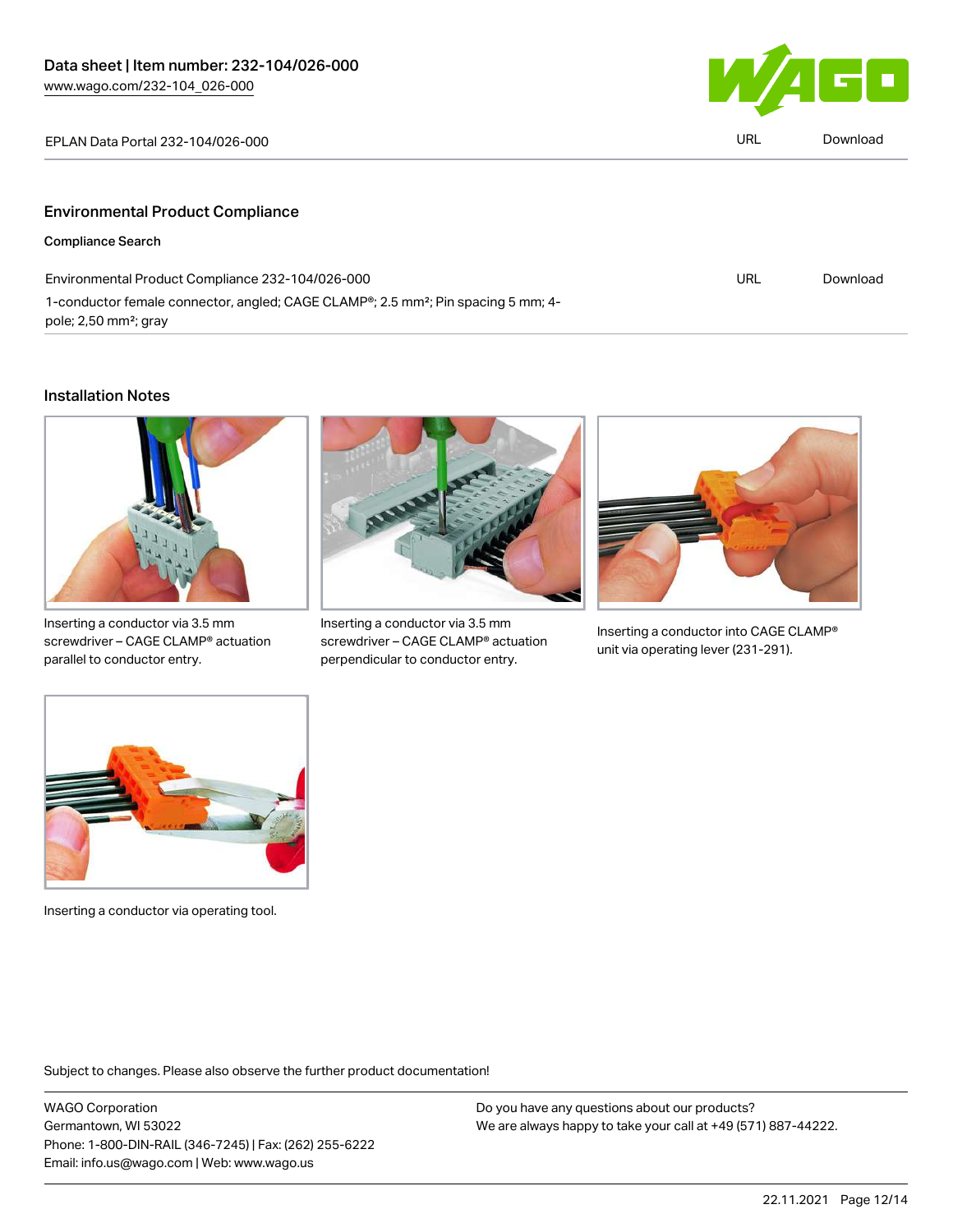EPLAN Data Portal 232-104/026-000 | URL | Download

## Environmental Product Compliance

### Compliance Search

| | | |
|---|---|---|
| Environmental Product Compliance 232-104/026-000 | URL | Download |
| 1-conductor female connector, angled; CAGE CLAMP®; 2.5 mm²; Pin spacing 5 mm; 4-pole; 2,50 mm²; gray | | |

## Installation Notes

Inserting a conductor via 3.5 mm screwdriver – CAGE CLAMP® actuation parallel to conductor entry.

Inserting a conductor via 3.5 mm screwdriver – CAGE CLAMP® actuation perpendicular to conductor entry.

Inserting a conductor into CAGE CLAMP® unit via operating lever (231-291).

Inserting a conductor via operating tool.

Subject to changes. Please also observe the further product documentation!

WAGO Corporation
Germantown, WI 53022
Phone: 1-800-DIN-RAIL (346-7245) | Fax: (262) 255-6222
Email: info.us@wago.com | Web: www.wago.us

Do you have any questions about our products?
We are always happy to take your call at +49 (571) 887-44222.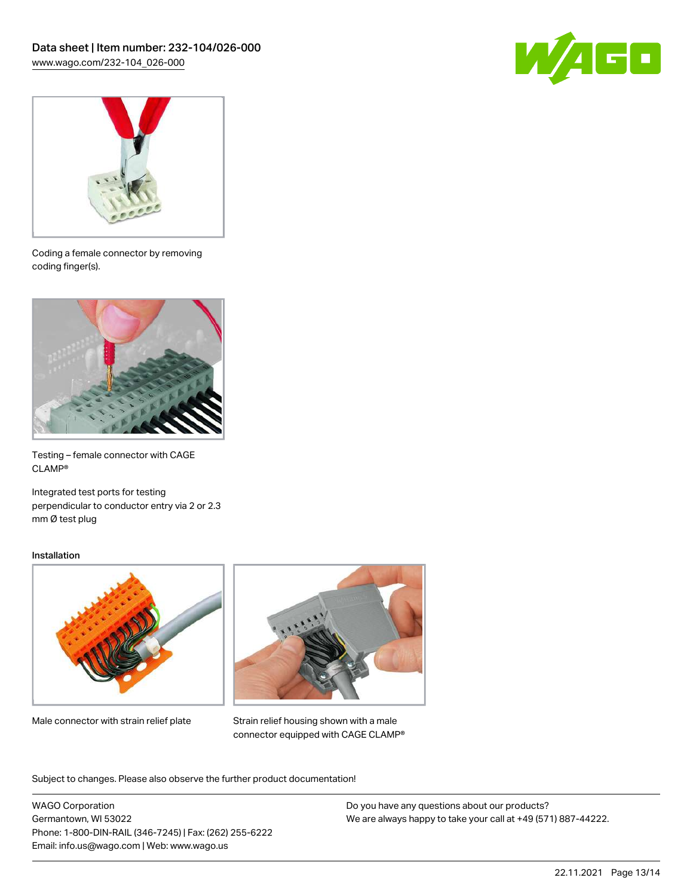Coding a female connector by removing coding finger(s).

Testing – female connector with CAGE CLAMP®

Integrated test ports for testing perpendicular to conductor entry via 2 or 2.3 mm Ø test plug

Installation

Male connector with strain relief plate

Strain relief housing shown with a male connector equipped with CAGE CLAMP®

Subject to changes. Please also observe the further product documentation!

WAGO Corporation
Germantown, WI 53022
Phone: 1-800-DIN-RAIL (346-7245) | Fax: (262) 255-6222
Email: info.us@wago.com | Web: www.wago.us

Do you have any questions about our products?
We are always happy to take your call at +49 (571) 887-44222.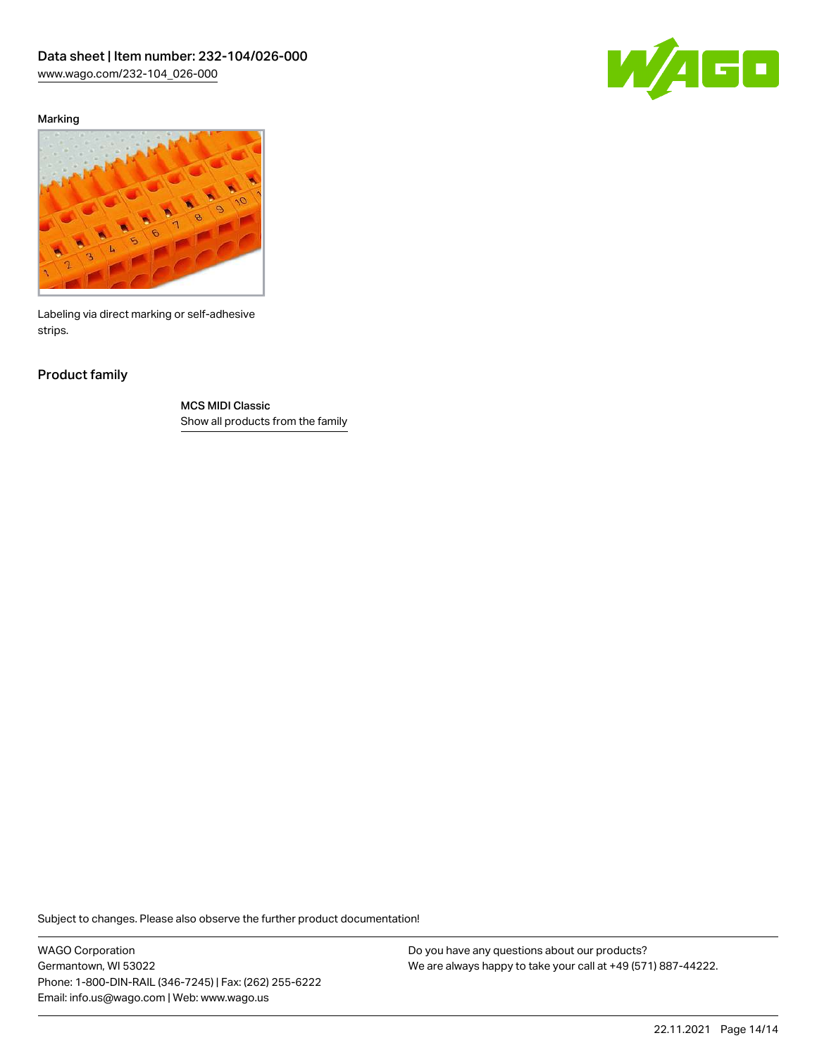Marking

Labeling via direct marking or self-adhesive strips.

## Product family

MCS MIDI Classic
Show all products from the family

Subject to changes. Please also observe the further product documentation!

WAGO Corporation
Germantown, WI 53022
Phone: 1-800-DIN-RAIL (346-7245) | Fax: (262) 255-6222
Email: info.us@wago.com | Web: www.wago.us

Do you have any questions about our products?
We are always happy to take your call at +49 (571) 887-44222.